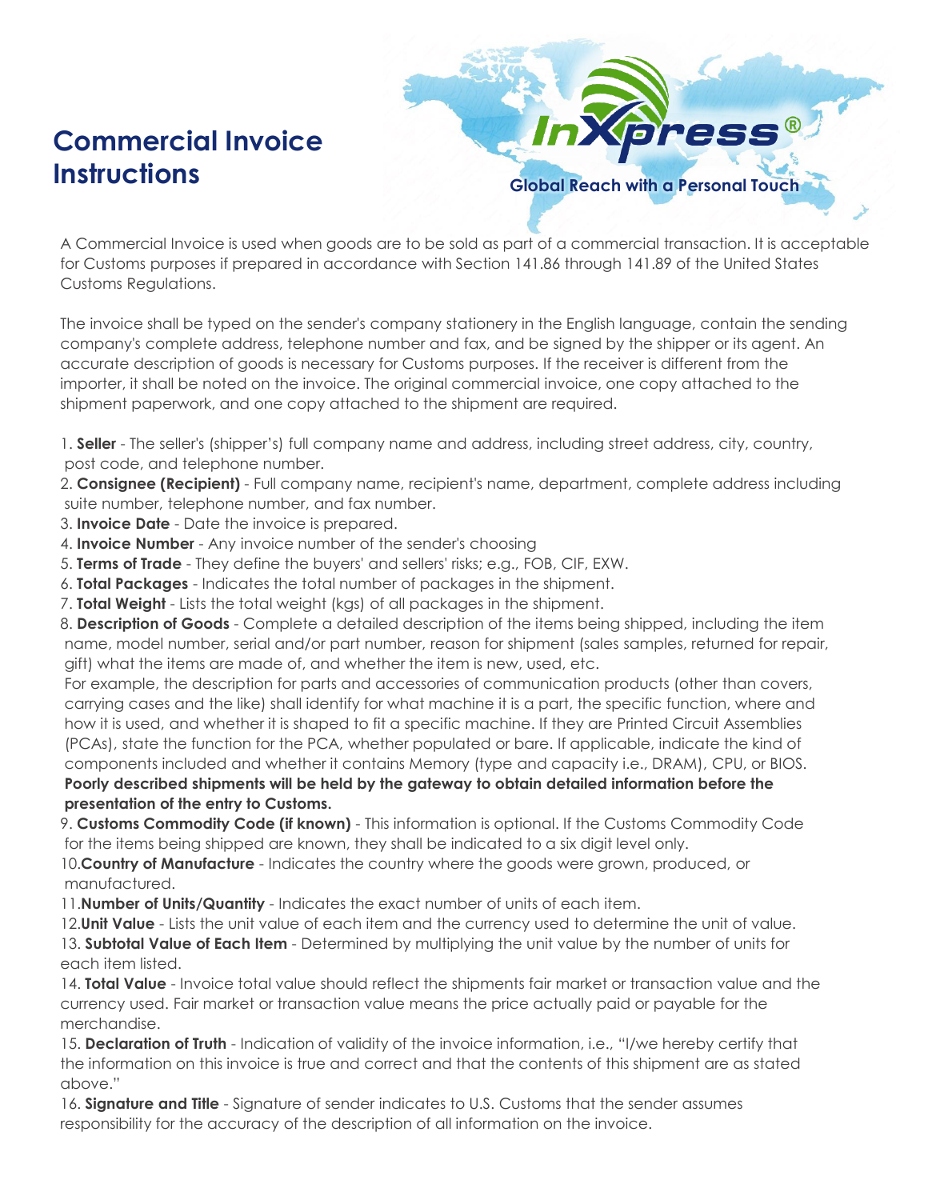# Commercial Invoice Instructions

InXpress®

Global Reach with a Personal Touch

A Commercial Invoice is used when goods are to be sold as part of a commercial transaction. It is acceptable for Customs purposes if prepared in accordance with Section 141.86 through 141.89 of the United States Customs Regulations.

The invoice shall be typed on the sender's company stationery in the English language, contain the sending company's complete address, telephone number and fax, and be signed by the shipper or its agent. An accurate description of goods is necessary for Customs purposes. If the receiver is different from the importer, it shall be noted on the invoice. The original commercial invoice, one copy attached to the shipment paperwork, and one copy attached to the shipment are required.

1. **Seller** - The seller's (shipper's) full company name and address, including street address, city, country, post code, and telephone number.
2. **Consignee (Recipient)** - Full company name, recipient's name, department, complete address including suite number, telephone number, and fax number.
3. **Invoice Date** - Date the invoice is prepared.
4. **Invoice Number** - Any invoice number of the sender's choosing
5. **Terms of Trade** - They define the buyers' and sellers' risks; e.g., FOB, CIF, EXW.
6. **Total Packages** - Indicates the total number of packages in the shipment.
7. **Total Weight** - Lists the total weight (kgs) of all packages in the shipment.
8. **Description of Goods** - Complete a detailed description of the items being shipped, including the item name, model number, serial and/or part number, reason for shipment (sales samples, returned for repair, gift) what the items are made of, and whether the item is new, used, etc.
   For example, the description for parts and accessories of communication products (other than covers, carrying cases and the like) shall identify for what machine it is a part, the specific function, where and how it is used, and whether it is shaped to fit a specific machine. If they are Printed Circuit Assemblies (PCAs), state the function for the PCA, whether populated or bare. If applicable, indicate the kind of components included and whether it contains Memory (type and capacity i.e., DRAM), CPU, or BIOS.
   **Poorly described shipments will be held by the gateway to obtain detailed information before the presentation of the entry to Customs.**
9. **Customs Commodity Code (if known)** - This information is optional. If the Customs Commodity Code for the items being shipped are known, they shall be indicated to a six digit level only.
10. **Country of Manufacture** - Indicates the country where the goods were grown, produced, or manufactured.
11. **Number of Units/Quantity** - Indicates the exact number of units of each item.
12. **Unit Value** - Lists the unit value of each item and the currency used to determine the unit of value.
13. **Subtotal Value of Each Item** - Determined by multiplying the unit value by the number of units for each item listed.
14. **Total Value** - Invoice total value should reflect the shipments fair market or transaction value and the currency used. Fair market or transaction value means the price actually paid or payable for the merchandise.
15. **Declaration of Truth** - Indication of validity of the invoice information, i.e., "I/we hereby certify that the information on this invoice is true and correct and that the contents of this shipment are as stated above."
16. **Signature and Title** - Signature of sender indicates to U.S. Customs that the sender assumes responsibility for the accuracy of the description of all information on the invoice.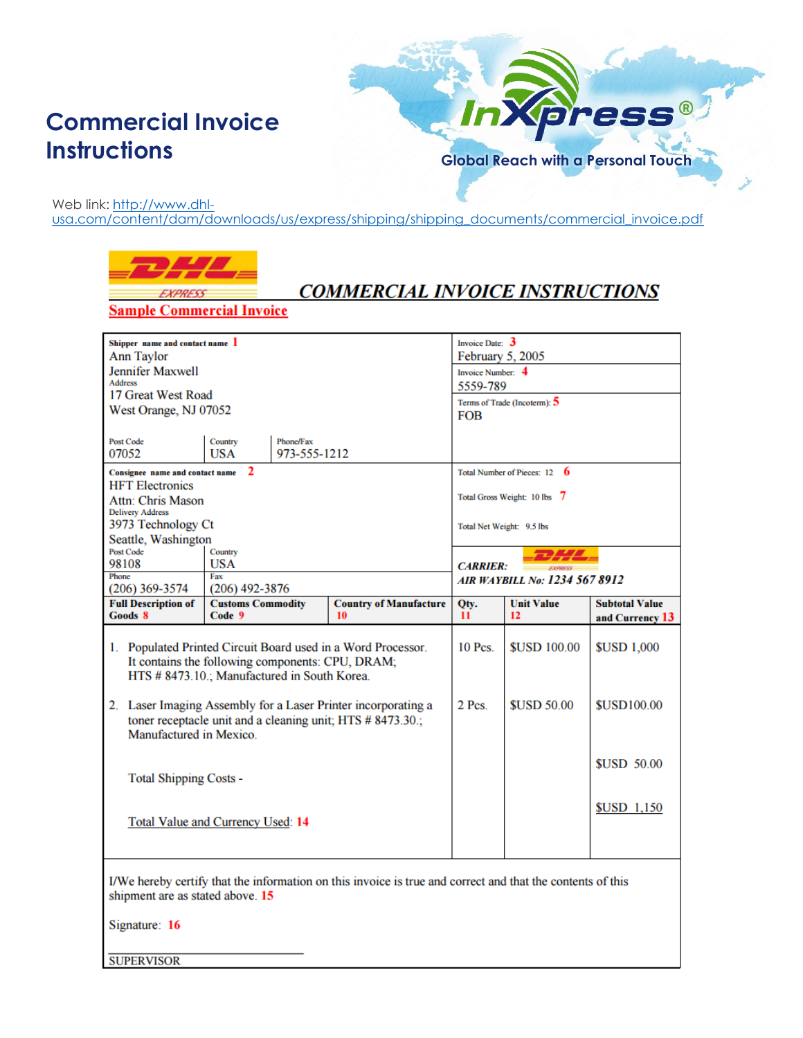# Commercial Invoice Instructions

Global Reach with a Personal Touch

Web link: http://www.dhl-usa.com/content/dam/downloads/us/express/shipping/shipping_documents/commercial_invoice.pdf

## COMMERCIAL INVOICE INSTRUCTIONS

**Sample Commercial Invoice**

**Shipper name and contact name** 1
Ann Taylor
Jennifer Maxwell
Address
17 Great West Road
West Orange, NJ 07052

| Post Code | Country | Phone/Fax |
| --- | --- | --- |
| 07052 | USA | 973-555-1212 |

Invoice Date: 3
February 5, 2005

Invoice Number: 4
5559-789

Terms of Trade (Incoterm): 5
FOB

**Consignee name and contact name** 2
HFT Electronics
Attn: Chris Mason
Delivery Address
3973 Technology Ct
Seattle, Washington

| Post Code | Country |
| --- | --- |
| 98108 | USA |

| Phone | Fax |
| --- | --- |
| (206) 369-3574 | (206) 492-3876 |

Total Number of Pieces: 12 6

Total Gross Weight: 10 lbs 7

Total Net Weight: 9.5 lbs

*CARRIER:* DHL EXPRESS
*AIR WAYBILL No: 1234 567 8912*

| Full Description of Goods 8 | Customs Commodity Code 9 | Country of Manufacture 10 | Qty. 11 | Unit Value 12 | Subtotal Value and Currency 13 |
| --- | --- | --- | --- | --- | --- |
| 1. Populated Printed Circuit Board used in a Word Processor. It contains the following components: CPU, DRAM; HTS # 8473.10.; Manufactured in South Korea. | | | 10 Pcs. | $USD 100.00 | $USD 1,000 |
| 2. Laser Imaging Assembly for a Laser Printer incorporating a toner receptacle unit and a cleaning unit; HTS # 8473.30.; Manufactured in Mexico. | | | 2 Pcs. | $USD 50.00 | $USD100.00 |
| Total Shipping Costs - | | | | | $USD 50.00 |
| Total Value and Currency Used: 14 | | | | | $USD 1,150 |

I/We hereby certify that the information on this invoice is true and correct and that the contents of this shipment are as stated above. 15

Signature: 16

SUPERVISOR